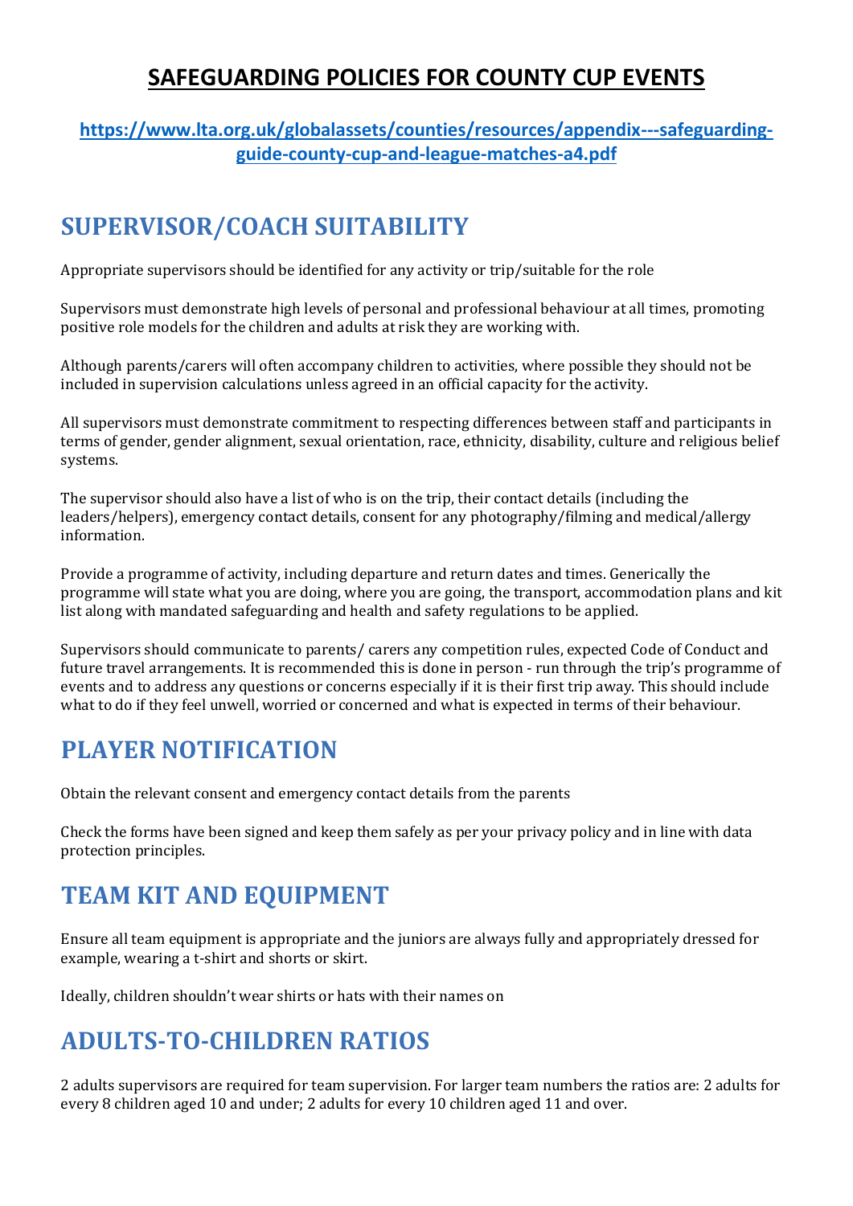# SAFEGUARDING POLICIES FOR COUNTY CUP EVENTS

**https://www.lta.org.uk/globalassets/counties/resources/appendix---safeguarding-guide-county-cup-and-league-matches-a4.pdf**

## SUPERVISOR/COACH SUITABILITY

Appropriate supervisors should be identified for any activity or trip/suitable for the role

Supervisors must demonstrate high levels of personal and professional behaviour at all times, promoting positive role models for the children and adults at risk they are working with.

Although parents/carers will often accompany children to activities, where possible they should not be included in supervision calculations unless agreed in an official capacity for the activity.

All supervisors must demonstrate commitment to respecting differences between staff and participants in terms of gender, gender alignment, sexual orientation, race, ethnicity, disability, culture and religious belief systems.

The supervisor should also have a list of who is on the trip, their contact details (including the leaders/helpers), emergency contact details, consent for any photography/filming and medical/allergy information.

Provide a programme of activity, including departure and return dates and times. Generically the programme will state what you are doing, where you are going, the transport, accommodation plans and kit list along with mandated safeguarding and health and safety regulations to be applied.

Supervisors should communicate to parents/ carers any competition rules, expected Code of Conduct and future travel arrangements. It is recommended this is done in person - run through the trip's programme of events and to address any questions or concerns especially if it is their first trip away. This should include what to do if they feel unwell, worried or concerned and what is expected in terms of their behaviour.

## PLAYER NOTIFICATION

Obtain the relevant consent and emergency contact details from the parents

Check the forms have been signed and keep them safely as per your privacy policy and in line with data protection principles.

## TEAM KIT AND EQUIPMENT

Ensure all team equipment is appropriate and the juniors are always fully and appropriately dressed for example, wearing a t-shirt and shorts or skirt.

Ideally, children shouldn't wear shirts or hats with their names on

## ADULTS-TO-CHILDREN RATIOS

2 adults supervisors are required for team supervision. For larger team numbers the ratios are: 2 adults for every 8 children aged 10 and under; 2 adults for every 10 children aged 11 and over.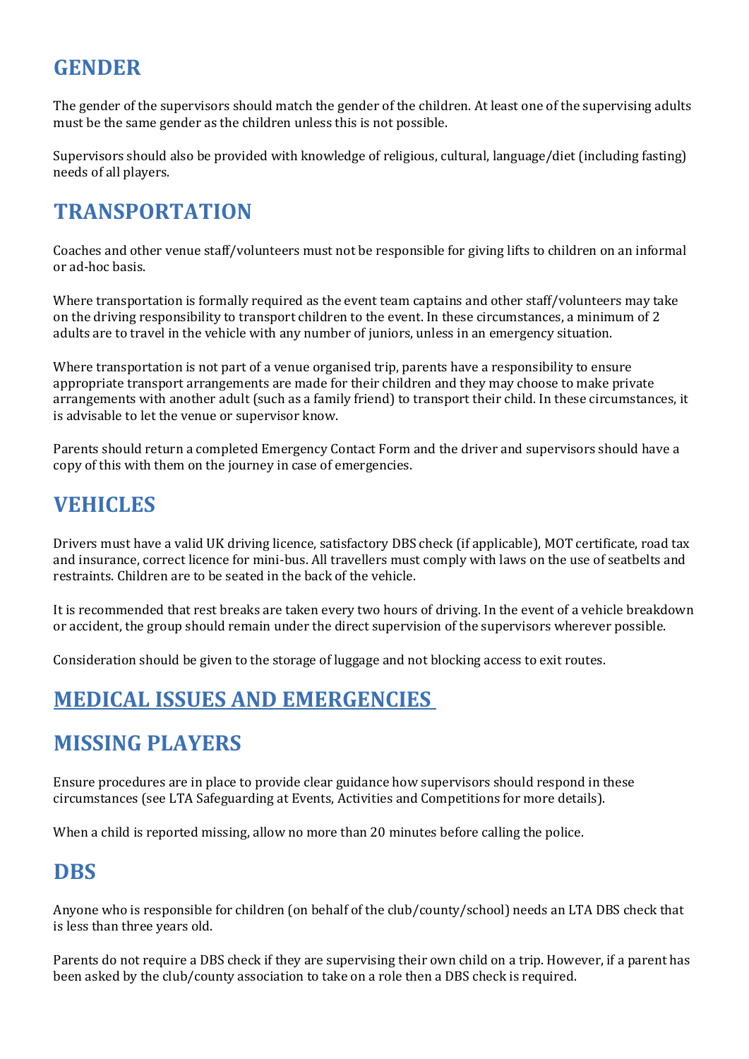## GENDER

The gender of the supervisors should match the gender of the children. At least one of the supervising adults must be the same gender as the children unless this is not possible.

Supervisors should also be provided with knowledge of religious, cultural, language/diet (including fasting) needs of all players.

## TRANSPORTATION

Coaches and other venue staff/volunteers must not be responsible for giving lifts to children on an informal or ad-hoc basis.

Where transportation is formally required as the event team captains and other staff/volunteers may take on the driving responsibility to transport children to the event. In these circumstances, a minimum of 2 adults are to travel in the vehicle with any number of juniors, unless in an emergency situation.

Where transportation is not part of a venue organised trip, parents have a responsibility to ensure appropriate transport arrangements are made for their children and they may choose to make private arrangements with another adult (such as a family friend) to transport their child. In these circumstances, it is advisable to let the venue or supervisor know.

Parents should return a completed Emergency Contact Form and the driver and supervisors should have a copy of this with them on the journey in case of emergencies.

## VEHICLES

Drivers must have a valid UK driving licence, satisfactory DBS check (if applicable), MOT certificate, road tax and insurance, correct licence for mini-bus. All travellers must comply with laws on the use of seatbelts and restraints. Children are to be seated in the back of the vehicle.

It is recommended that rest breaks are taken every two hours of driving. In the event of a vehicle breakdown or accident, the group should remain under the direct supervision of the supervisors wherever possible.

Consideration should be given to the storage of luggage and not blocking access to exit routes.

## MEDICAL ISSUES AND EMERGENCIES

## MISSING PLAYERS

Ensure procedures are in place to provide clear guidance how supervisors should respond in these circumstances (see LTA Safeguarding at Events, Activities and Competitions for more details).

When a child is reported missing, allow no more than 20 minutes before calling the police.

## DBS

Anyone who is responsible for children (on behalf of the club/county/school) needs an LTA DBS check that is less than three years old.

Parents do not require a DBS check if they are supervising their own child on a trip. However, if a parent has been asked by the club/county association to take on a role then a DBS check is required.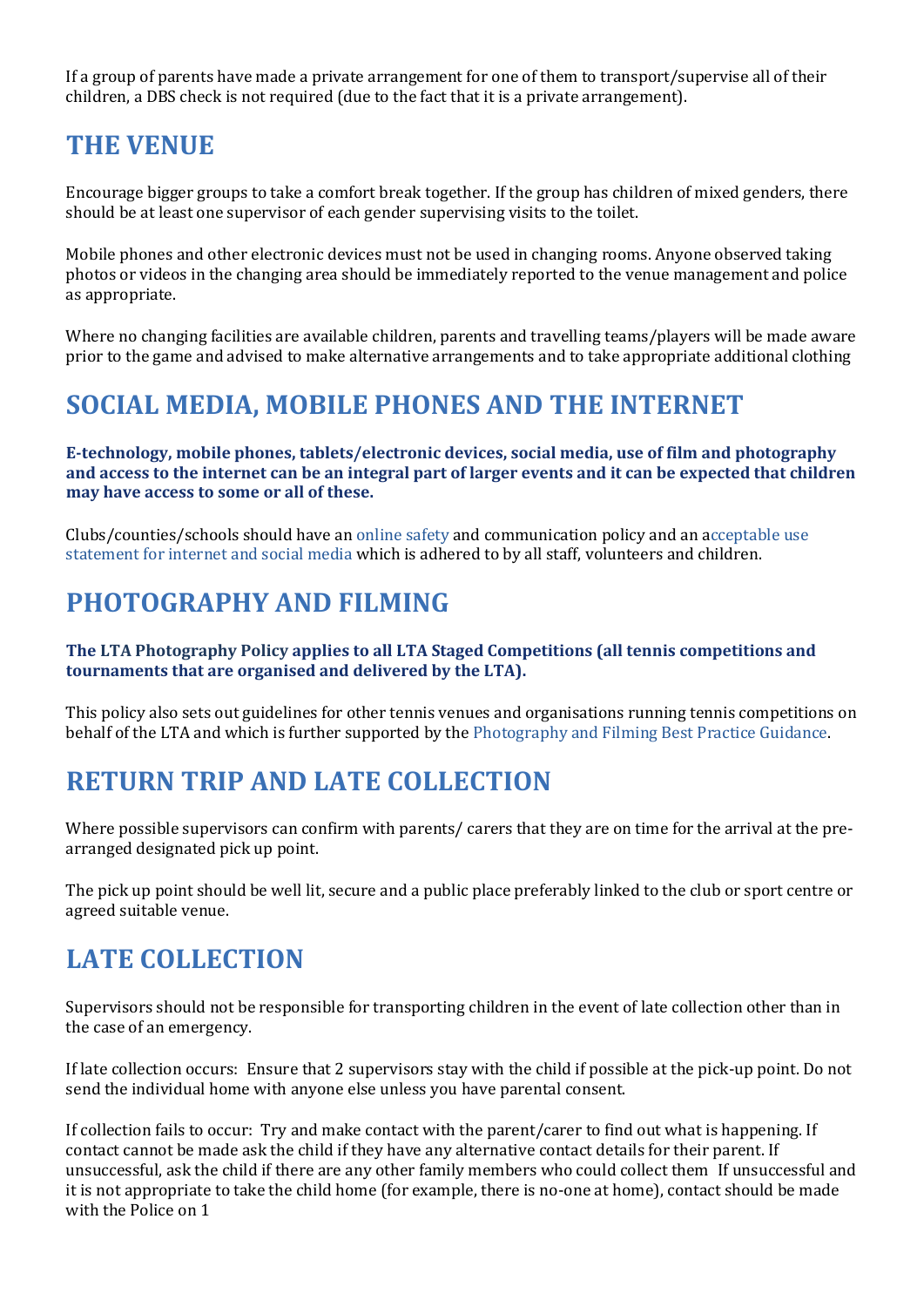If a group of parents have made a private arrangement for one of them to transport/supervise all of their children, a DBS check is not required (due to the fact that it is a private arrangement).

## THE VENUE

Encourage bigger groups to take a comfort break together. If the group has children of mixed genders, there should be at least one supervisor of each gender supervising visits to the toilet.

Mobile phones and other electronic devices must not be used in changing rooms. Anyone observed taking photos or videos in the changing area should be immediately reported to the venue management and police as appropriate.

Where no changing facilities are available children, parents and travelling teams/players will be made aware prior to the game and advised to make alternative arrangements and to take appropriate additional clothing

## SOCIAL MEDIA, MOBILE PHONES AND THE INTERNET

**E-technology, mobile phones, tablets/electronic devices, social media, use of film and photography and access to the internet can be an integral part of larger events and it can be expected that children may have access to some or all of these.**

Clubs/counties/schools should have an online safety and communication policy and an acceptable use statement for internet and social media which is adhered to by all staff, volunteers and children.

## PHOTOGRAPHY AND FILMING

**The LTA Photography Policy applies to all LTA Staged Competitions (all tennis competitions and tournaments that are organised and delivered by the LTA).**

This policy also sets out guidelines for other tennis venues and organisations running tennis competitions on behalf of the LTA and which is further supported by the Photography and Filming Best Practice Guidance.

## RETURN TRIP AND LATE COLLECTION

Where possible supervisors can confirm with parents/ carers that they are on time for the arrival at the pre-arranged designated pick up point.

The pick up point should be well lit, secure and a public place preferably linked to the club or sport centre or agreed suitable venue.

## LATE COLLECTION

Supervisors should not be responsible for transporting children in the event of late collection other than in the case of an emergency.

If late collection occurs: Ensure that 2 supervisors stay with the child if possible at the pick-up point. Do not send the individual home with anyone else unless you have parental consent.

If collection fails to occur: Try and make contact with the parent/carer to find out what is happening. If contact cannot be made ask the child if they have any alternative contact details for their parent. If unsuccessful, ask the child if there are any other family members who could collect them If unsuccessful and it is not appropriate to take the child home (for example, there is no-one at home), contact should be made with the Police on 1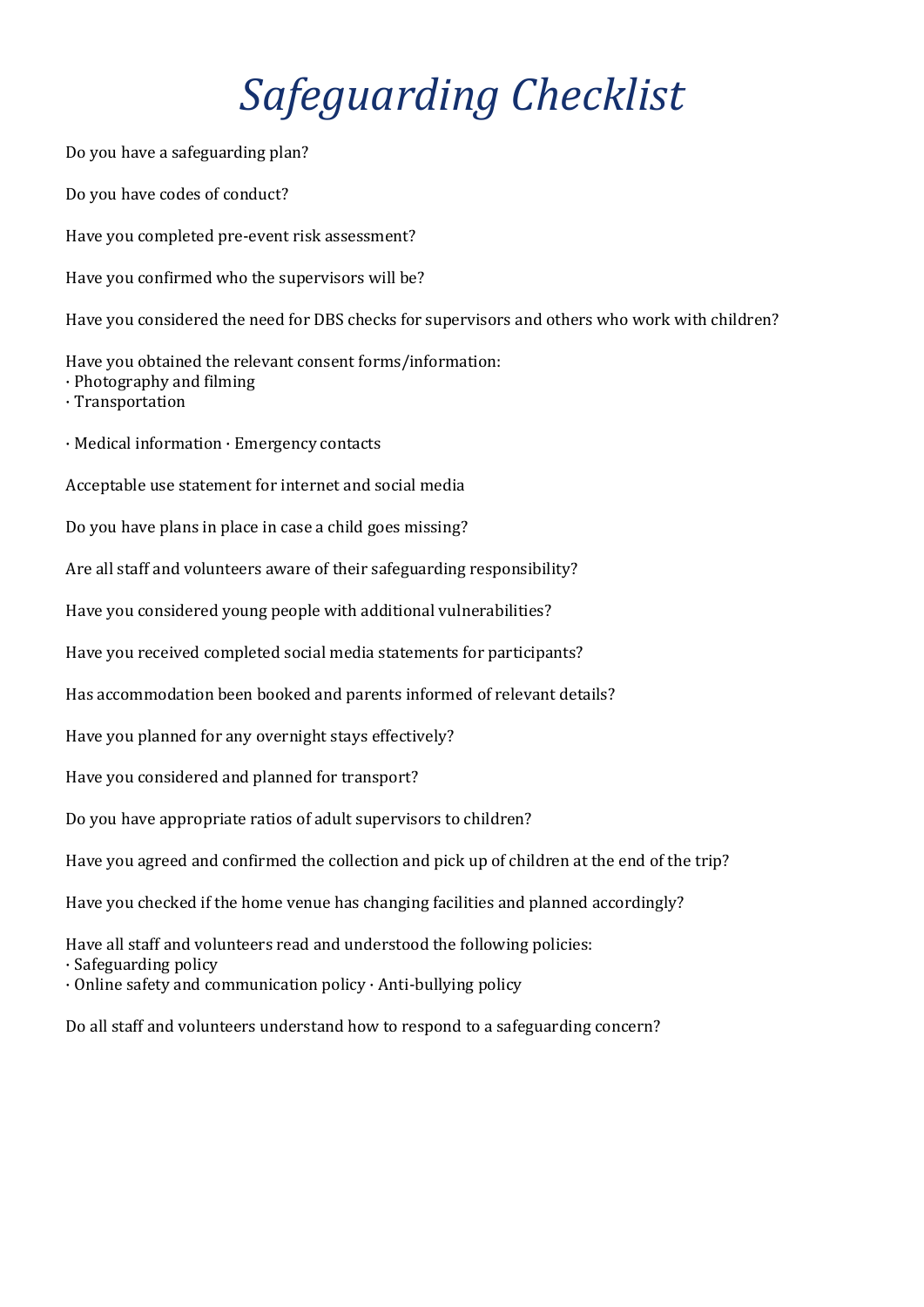# *Safeguarding Checklist*

Do you have a safeguarding plan?

Do you have codes of conduct?

Have you completed pre-event risk assessment?

Have you confirmed who the supervisors will be?

Have you considered the need for DBS checks for supervisors and others who work with children?

Have you obtained the relevant consent forms/information:
· Photography and filming
· Transportation

· Medical information · Emergency contacts

Acceptable use statement for internet and social media

Do you have plans in place in case a child goes missing?

Are all staff and volunteers aware of their safeguarding responsibility?

Have you considered young people with additional vulnerabilities?

Have you received completed social media statements for participants?

Has accommodation been booked and parents informed of relevant details?

Have you planned for any overnight stays effectively?

Have you considered and planned for transport?

Do you have appropriate ratios of adult supervisors to children?

Have you agreed and confirmed the collection and pick up of children at the end of the trip?

Have you checked if the home venue has changing facilities and planned accordingly?

Have all staff and volunteers read and understood the following policies:
· Safeguarding policy
· Online safety and communication policy · Anti-bullying policy

Do all staff and volunteers understand how to respond to a safeguarding concern?